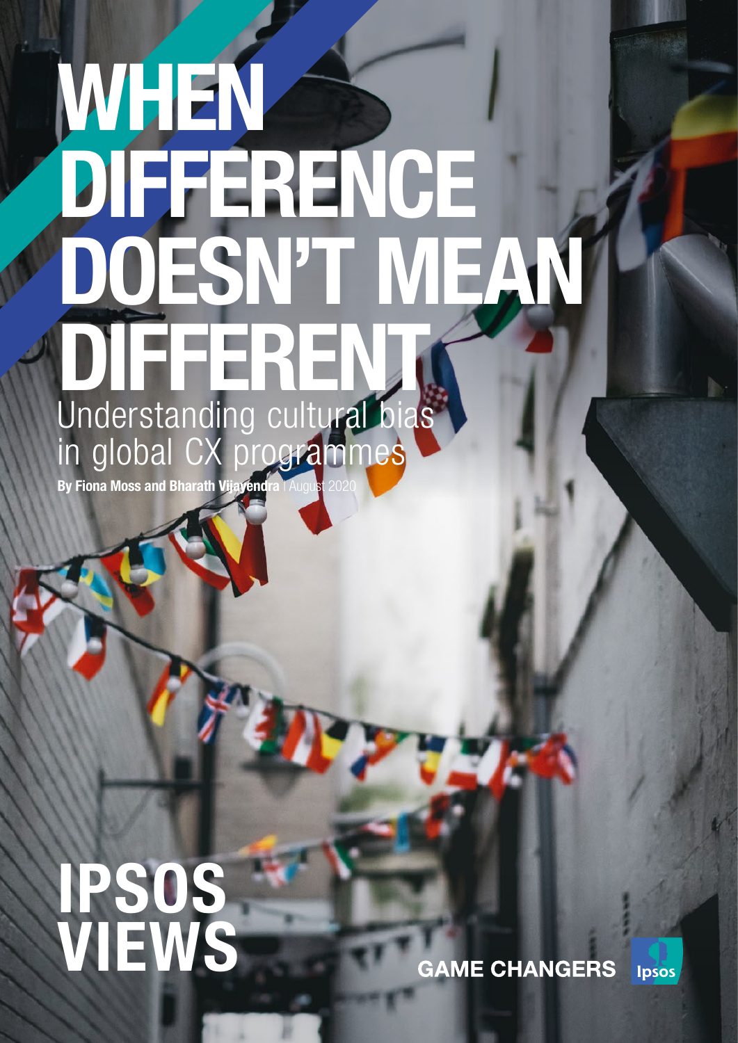# WHEN DIFFERENCE DOESN'T MEAN DIFFERENT

## Understanding cultural bias in global CX programmes

**By Fiona Moss and Bharath Vijayendra** | August 2020

# IPSOS VIEWS

GAME CHANGERS

Ipsos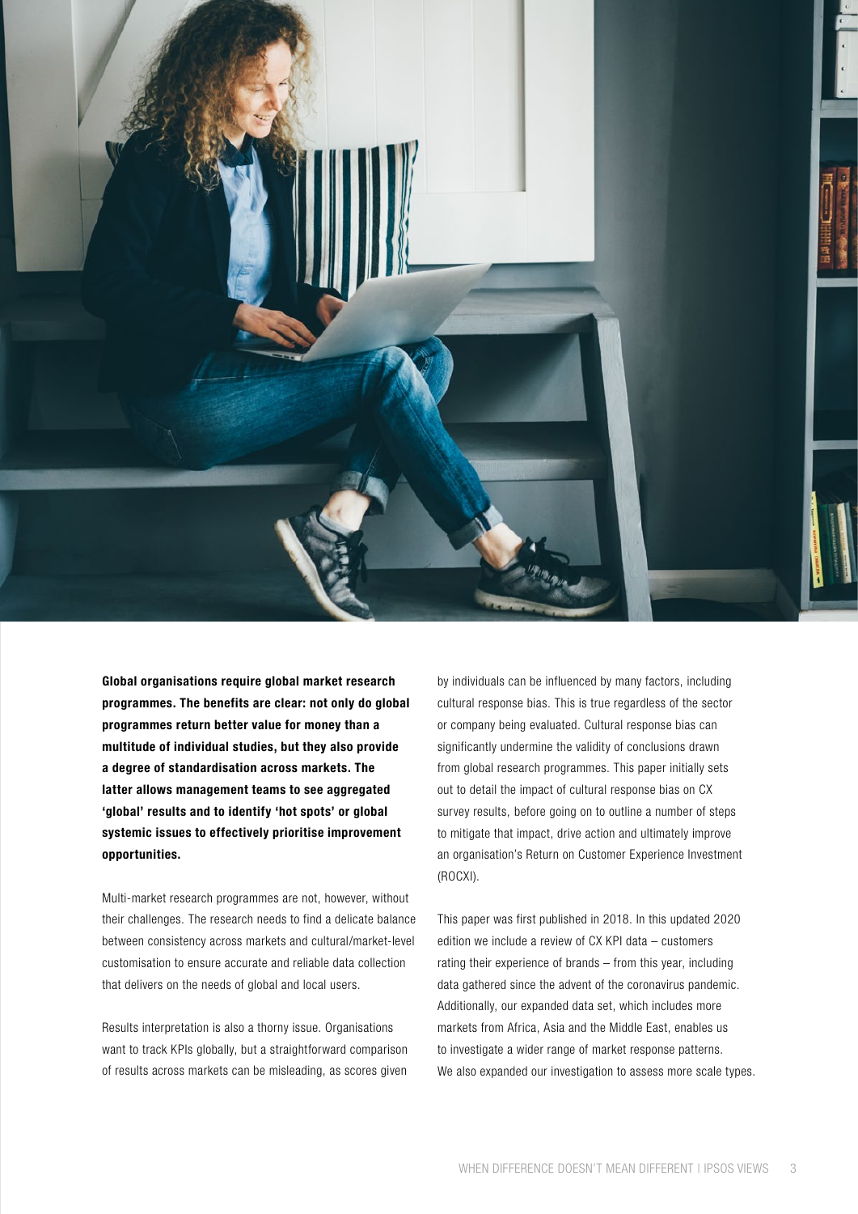**Global organisations require global market research programmes. The benefits are clear: not only do global programmes return better value for money than a multitude of individual studies, but they also provide a degree of standardisation across markets. The latter allows management teams to see aggregated 'global' results and to identify 'hot spots' or global systemic issues to effectively prioritise improvement opportunities.**

Multi-market research programmes are not, however, without their challenges. The research needs to find a delicate balance between consistency across markets and cultural/market-level customisation to ensure accurate and reliable data collection that delivers on the needs of global and local users.

Results interpretation is also a thorny issue. Organisations want to track KPIs globally, but a straightforward comparison of results across markets can be misleading, as scores given by individuals can be influenced by many factors, including cultural response bias. This is true regardless of the sector or company being evaluated. Cultural response bias can significantly undermine the validity of conclusions drawn from global research programmes. This paper initially sets out to detail the impact of cultural response bias on CX survey results, before going on to outline a number of steps to mitigate that impact, drive action and ultimately improve an organisation's Return on Customer Experience Investment (ROCXI).

This paper was first published in 2018. In this updated 2020 edition we include a review of CX KPI data – customers rating their experience of brands – from this year, including data gathered since the advent of the coronavirus pandemic. Additionally, our expanded data set, which includes more markets from Africa, Asia and the Middle East, enables us to investigate a wider range of market response patterns. We also expanded our investigation to assess more scale types.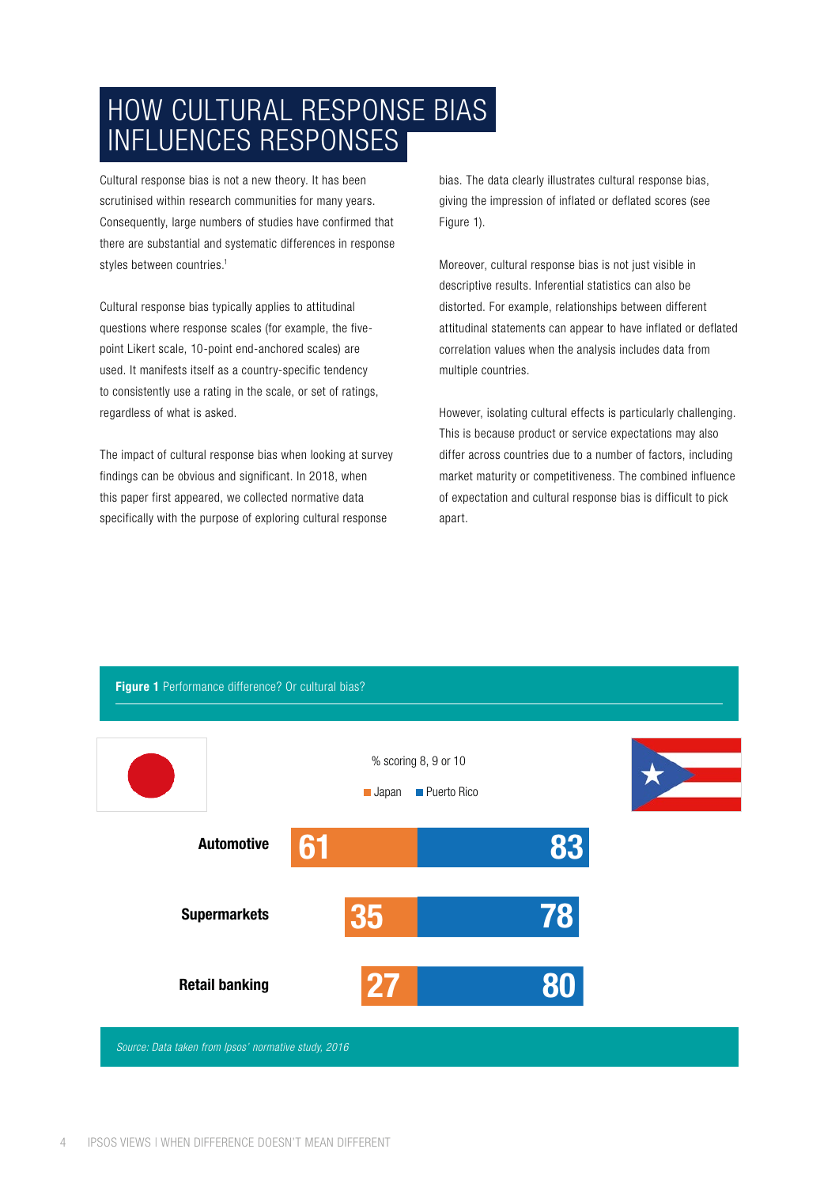# HOW CULTURAL RESPONSE BIAS INFLUENCES RESPONSES

Cultural response bias is not a new theory. It has been scrutinised within research communities for many years. Consequently, large numbers of studies have confirmed that there are substantial and systematic differences in response styles between countries.[1]

Cultural response bias typically applies to attitudinal questions where response scales (for example, the five-point Likert scale, 10-point end-anchored scales) are used. It manifests itself as a country-specific tendency to consistently use a rating in the scale, or set of ratings, regardless of what is asked.

The impact of cultural response bias when looking at survey findings can be obvious and significant. In 2018, when this paper first appeared, we collected normative data specifically with the purpose of exploring cultural response bias. The data clearly illustrates cultural response bias, giving the impression of inflated or deflated scores (see Figure 1).

Moreover, cultural response bias is not just visible in descriptive results. Inferential statistics can also be distorted. For example, relationships between different attitudinal statements can appear to have inflated or deflated correlation values when the analysis includes data from multiple countries.

However, isolating cultural effects is particularly challenging. This is because product or service expectations may also differ across countries due to a number of factors, including market maturity or competitiveness. The combined influence of expectation and cultural response bias is difficult to pick apart.

**Figure 1** Performance difference? Or cultural bias?

% scoring 8, 9 or 10

| | Japan | Puerto Rico |
|---|---|---|
| Automotive | 61 | 83 |
| Supermarkets | 35 | 78 |
| Retail banking | 27 | 80 |

*Source: Data taken from Ipsos' normative study, 2016*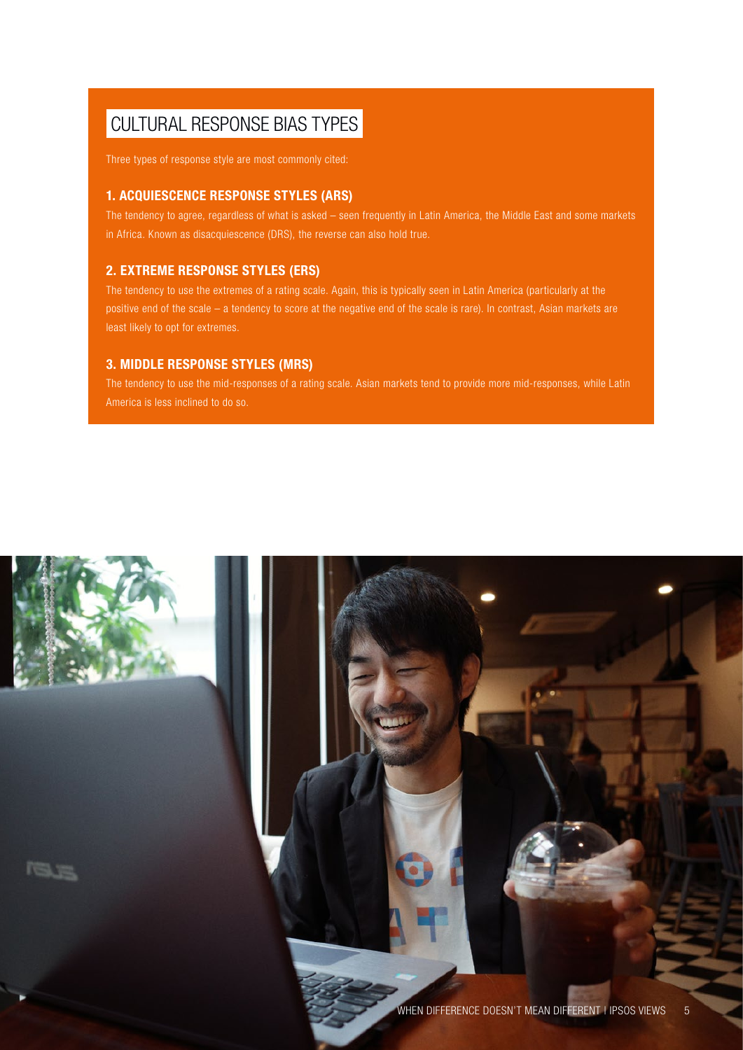## CULTURAL RESPONSE BIAS TYPES

Three types of response style are most commonly cited:

### 1. ACQUIESCENCE RESPONSE STYLES (ARS)

The tendency to agree, regardless of what is asked – seen frequently in Latin America, the Middle East and some markets in Africa. Known as disacquiescence (DRS), the reverse can also hold true.

### 2. EXTREME RESPONSE STYLES (ERS)

The tendency to use the extremes of a rating scale. Again, this is typically seen in Latin America (particularly at the positive end of the scale – a tendency to score at the negative end of the scale is rare). In contrast, Asian markets are least likely to opt for extremes.

### 3. MIDDLE RESPONSE STYLES (MRS)

The tendency to use the mid-responses of a rating scale. Asian markets tend to provide more mid-responses, while Latin America is less inclined to do so.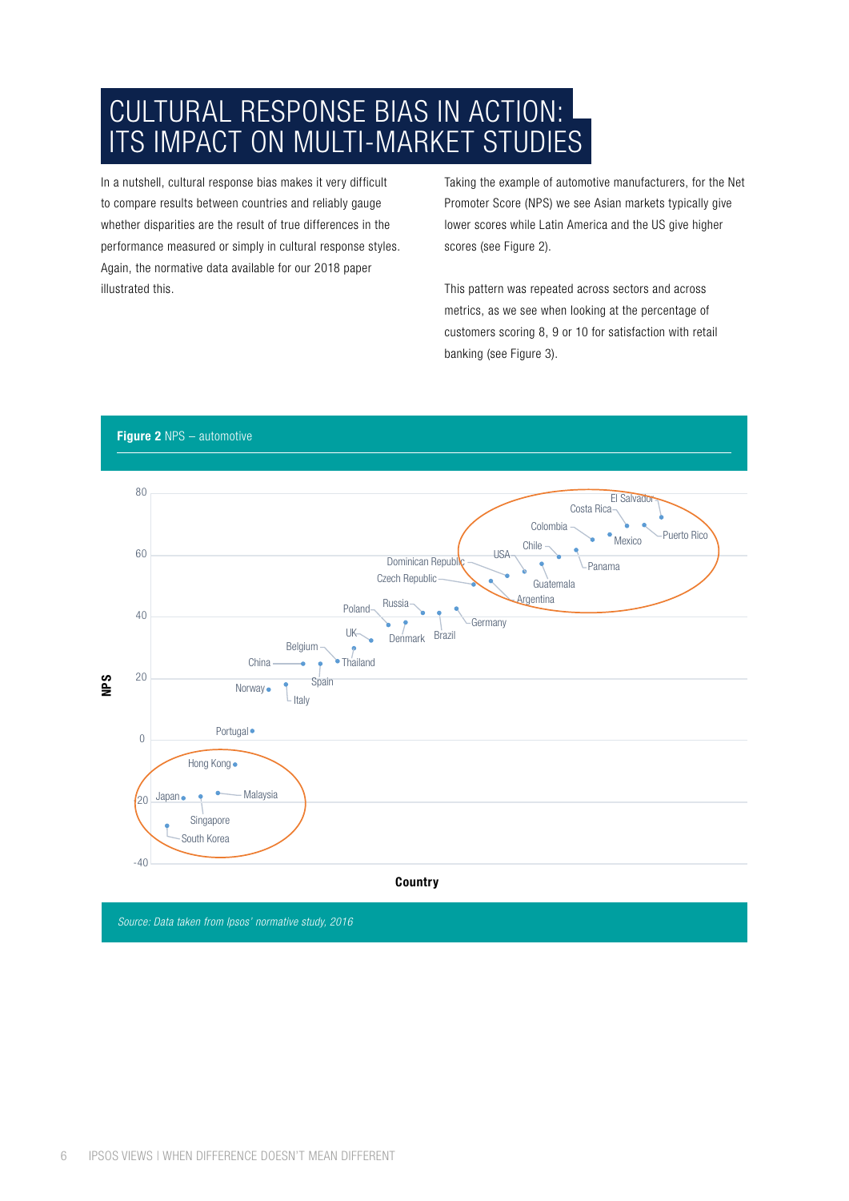# CULTURAL RESPONSE BIAS IN ACTION: ITS IMPACT ON MULTI-MARKET STUDIES

In a nutshell, cultural response bias makes it very difficult to compare results between countries and reliably gauge whether disparities are the result of true differences in the performance measured or simply in cultural response styles. Again, the normative data available for our 2018 paper illustrated this.

Taking the example of automotive manufacturers, for the Net Promoter Score (NPS) we see Asian markets typically give lower scores while Latin America and the US give higher scores (see Figure 2).

This pattern was repeated across sectors and across metrics, as we see when looking at the percentage of customers scoring 8, 9 or 10 for satisfaction with retail banking (see Figure 3).

**Figure 2** NPS – automotive

NPS (y-axis, -40 to 80) by Country (x-axis). Countries shown, from lowest to highest: South Korea, Japan, Singapore, Malaysia, Hong Kong, Portugal, Norway, Italy, China, Spain, Belgium, Thailand, UK, Poland, Denmark, Russia, Brazil, Germany, Czech Republic, Argentina, Dominican Republic, USA, Guatemala, Chile, Panama, Colombia, Mexico, Costa Rica, Puerto Rico, El Salvador.

*Source: Data taken from Ipsos' normative study, 2016*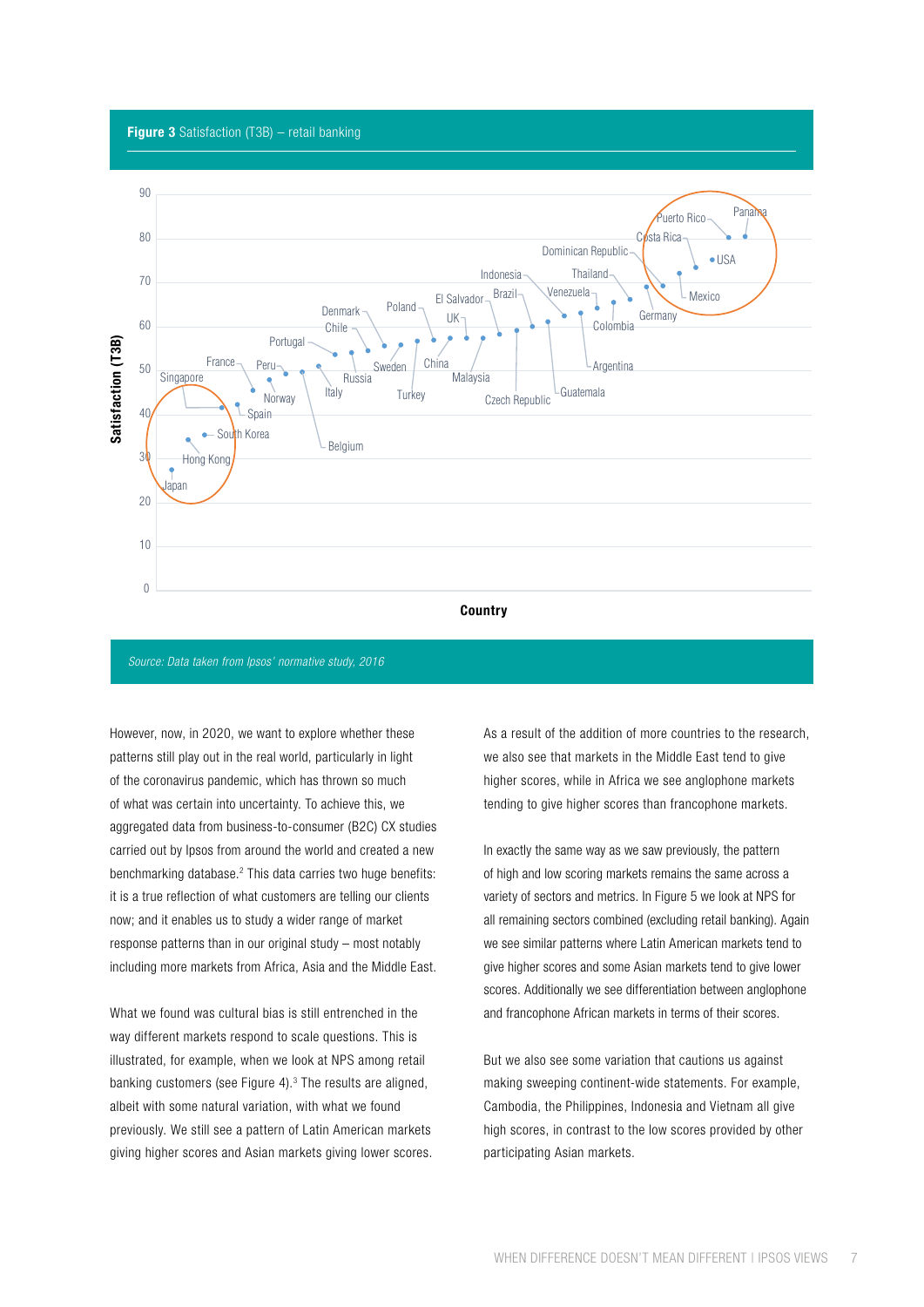**Figure 3** Satisfaction (T3B) – retail banking

Source: Data taken from Ipsos' normative study, 2016

However, now, in 2020, we want to explore whether these patterns still play out in the real world, particularly in light of the coronavirus pandemic, which has thrown so much of what was certain into uncertainty. To achieve this, we aggregated data from business-to-consumer (B2C) CX studies carried out by Ipsos from around the world and created a new benchmarking database.[2] This data carries two huge benefits: it is a true reflection of what customers are telling our clients now; and it enables us to study a wider range of market response patterns than in our original study – most notably including more markets from Africa, Asia and the Middle East.

What we found was cultural bias is still entrenched in the way different markets respond to scale questions. This is illustrated, for example, when we look at NPS among retail banking customers (see Figure 4).[3] The results are aligned, albeit with some natural variation, with what we found previously. We still see a pattern of Latin American markets giving higher scores and Asian markets giving lower scores.

As a result of the addition of more countries to the research, we also see that markets in the Middle East tend to give higher scores, while in Africa we see anglophone markets tending to give higher scores than francophone markets.

In exactly the same way as we saw previously, the pattern of high and low scoring markets remains the same across a variety of sectors and metrics. In Figure 5 we look at NPS for all remaining sectors combined (excluding retail banking). Again we see similar patterns where Latin American markets tend to give higher scores and some Asian markets tend to give lower scores. Additionally we see differentiation between anglophone and francophone African markets in terms of their scores.

But we also see some variation that cautions us against making sweeping continent-wide statements. For example, Cambodia, the Philippines, Indonesia and Vietnam all give high scores, in contrast to the low scores provided by other participating Asian markets.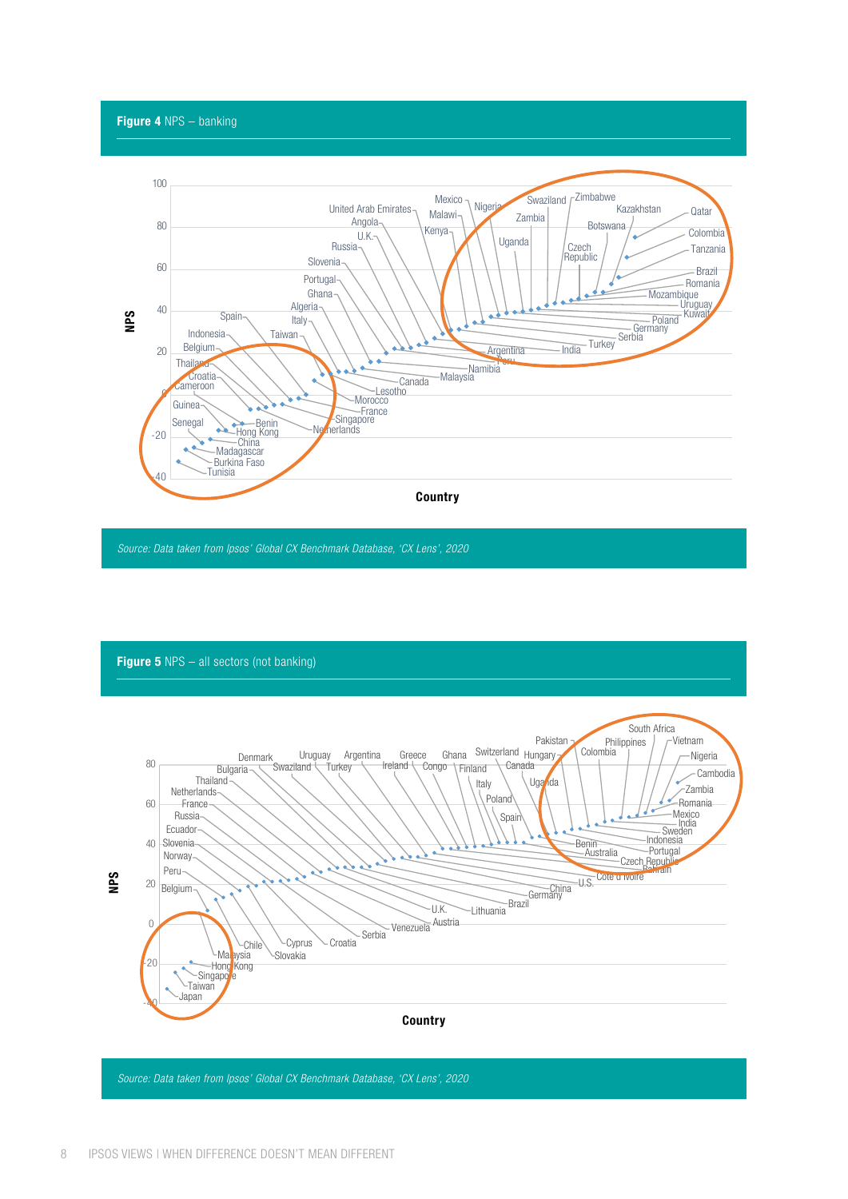**Figure 4** NPS – banking

*Source: Data taken from Ipsos' Global CX Benchmark Database, 'CX Lens', 2020*

**Figure 5** NPS – all sectors (not banking)

*Source: Data taken from Ipsos' Global CX Benchmark Database, 'CX Lens', 2020*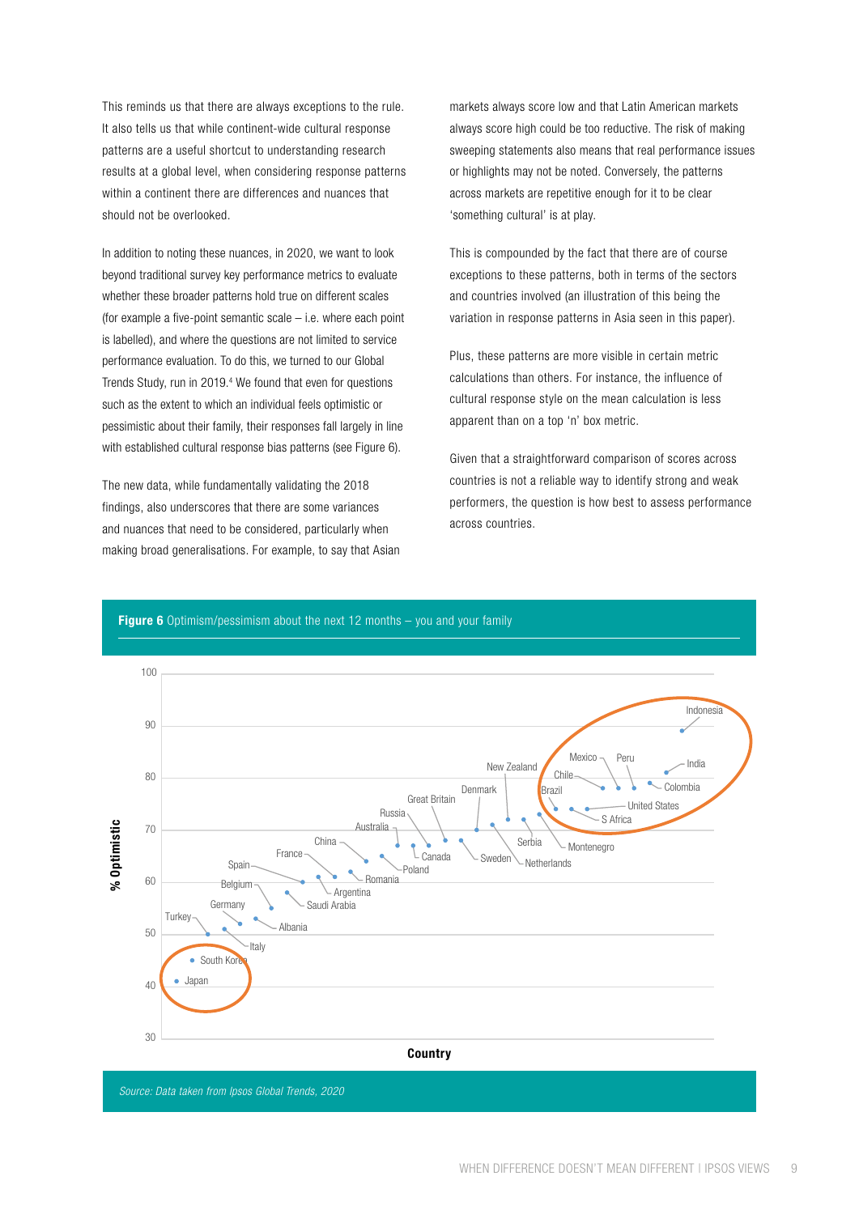This reminds us that there are always exceptions to the rule. It also tells us that while continent-wide cultural response patterns are a useful shortcut to understanding research results at a global level, when considering response patterns within a continent there are differences and nuances that should not be overlooked.

In addition to noting these nuances, in 2020, we want to look beyond traditional survey key performance metrics to evaluate whether these broader patterns hold true on different scales (for example a five-point semantic scale – i.e. where each point is labelled), and where the questions are not limited to service performance evaluation. To do this, we turned to our Global Trends Study, run in 2019.[4] We found that even for questions such as the extent to which an individual feels optimistic or pessimistic about their family, their responses fall largely in line with established cultural response bias patterns (see Figure 6).

The new data, while fundamentally validating the 2018 findings, also underscores that there are some variances and nuances that need to be considered, particularly when making broad generalisations. For example, to say that Asian markets always score low and that Latin American markets always score high could be too reductive. The risk of making sweeping statements also means that real performance issues or highlights may not be noted. Conversely, the patterns across markets are repetitive enough for it to be clear 'something cultural' is at play.

This is compounded by the fact that there are of course exceptions to these patterns, both in terms of the sectors and countries involved (an illustration of this being the variation in response patterns in Asia seen in this paper).

Plus, these patterns are more visible in certain metric calculations than others. For instance, the influence of cultural response style on the mean calculation is less apparent than on a top 'n' box metric.

Given that a straightforward comparison of scores across countries is not a reliable way to identify strong and weak performers, the question is how best to assess performance across countries.

**Figure 6** Optimism/pessimism about the next 12 months – you and your family

*Source: Data taken from Ipsos Global Trends, 2020*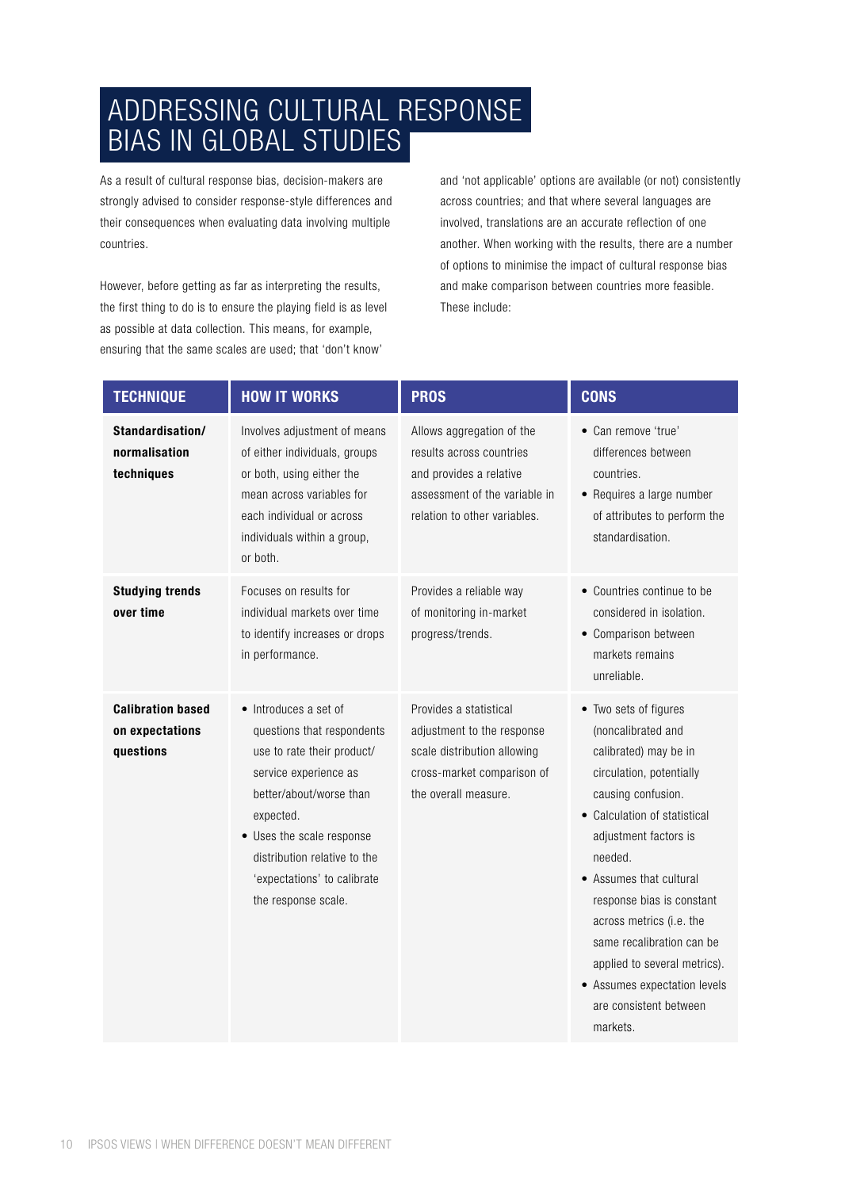# ADDRESSING CULTURAL RESPONSE BIAS IN GLOBAL STUDIES

As a result of cultural response bias, decision-makers are strongly advised to consider response-style differences and their consequences when evaluating data involving multiple countries.

However, before getting as far as interpreting the results, the first thing to do is to ensure the playing field is as level as possible at data collection. This means, for example, ensuring that the same scales are used; that 'don't know' and 'not applicable' options are available (or not) consistently across countries; and that where several languages are involved, translations are an accurate reflection of one another. When working with the results, there are a number of options to minimise the impact of cultural response bias and make comparison between countries more feasible. These include:

| TECHNIQUE | HOW IT WORKS | PROS | CONS |
|---|---|---|---|
| **Standardisation/ normalisation techniques** | Involves adjustment of means of either individuals, groups or both, using either the mean across variables for each individual or across individuals within a group, or both. | Allows aggregation of the results across countries and provides a relative assessment of the variable in relation to other variables. | • Can remove 'true' differences between countries.<br>• Requires a large number of attributes to perform the standardisation. |
| **Studying trends over time** | Focuses on results for individual markets over time to identify increases or drops in performance. | Provides a reliable way of monitoring in-market progress/trends. | • Countries continue to be considered in isolation.<br>• Comparison between markets remains unreliable. |
| **Calibration based on expectations questions** | • Introduces a set of questions that respondents use to rate their product/service experience as better/about/worse than expected.<br>• Uses the scale response distribution relative to the 'expectations' to calibrate the response scale. | Provides a statistical adjustment to the response scale distribution allowing cross-market comparison of the overall measure. | • Two sets of figures (noncalibrated and calibrated) may be in circulation, potentially causing confusion.<br>• Calculation of statistical adjustment factors is needed.<br>• Assumes that cultural response bias is constant across metrics (i.e. the same recalibration can be applied to several metrics).<br>• Assumes expectation levels are consistent between markets. |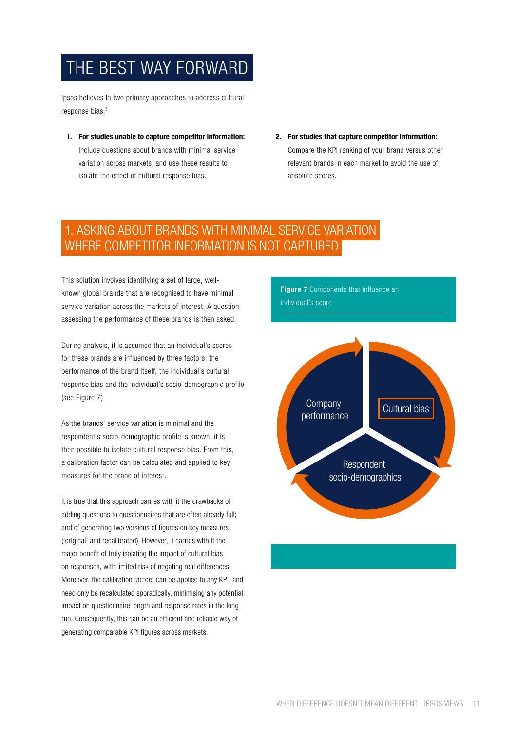# THE BEST WAY FORWARD

Ipsos believes in two primary approaches to address cultural response bias:[5]

1. **For studies unable to capture competitor information:** Include questions about brands with minimal service variation across markets, and use these results to isolate the effect of cultural response bias.
2. **For studies that capture competitor information:** Compare the KPI ranking of your brand versus other relevant brands in each market to avoid the use of absolute scores.

## 1. ASKING ABOUT BRANDS WITH MINIMAL SERVICE VARIATION WHERE COMPETITOR INFORMATION IS NOT CAPTURED

This solution involves identifying a set of large, well-known global brands that are recognised to have minimal service variation across the markets of interest. A question assessing the performance of these brands is then asked.

During analysis, it is assumed that an individual's scores for these brands are influenced by three factors: the performance of the brand itself, the individual's cultural response bias and the individual's socio-demographic profile (see Figure 7).

As the brands' service variation is minimal and the respondent's socio-demographic profile is known, it is then possible to isolate cultural response bias. From this, a calibration factor can be calculated and applied to key measures for the brand of interest.

It is true that this approach carries with it the drawbacks of adding questions to questionnaires that are often already full; and of generating two versions of figures on key measures ('original' and recalibrated). However, it carries with it the major benefit of truly isolating the impact of cultural bias on responses, with limited risk of negating real differences. Moreover, the calibration factors can be applied to any KPI, and need only be recalculated sporadically, minimising any potential impact on questionnaire length and response rates in the long run. Consequently, this can be an efficient and reliable way of generating comparable KPI figures across markets.

**Figure 7** Components that influence an individual's score

Company performance | Cultural bias | Respondent socio-demographics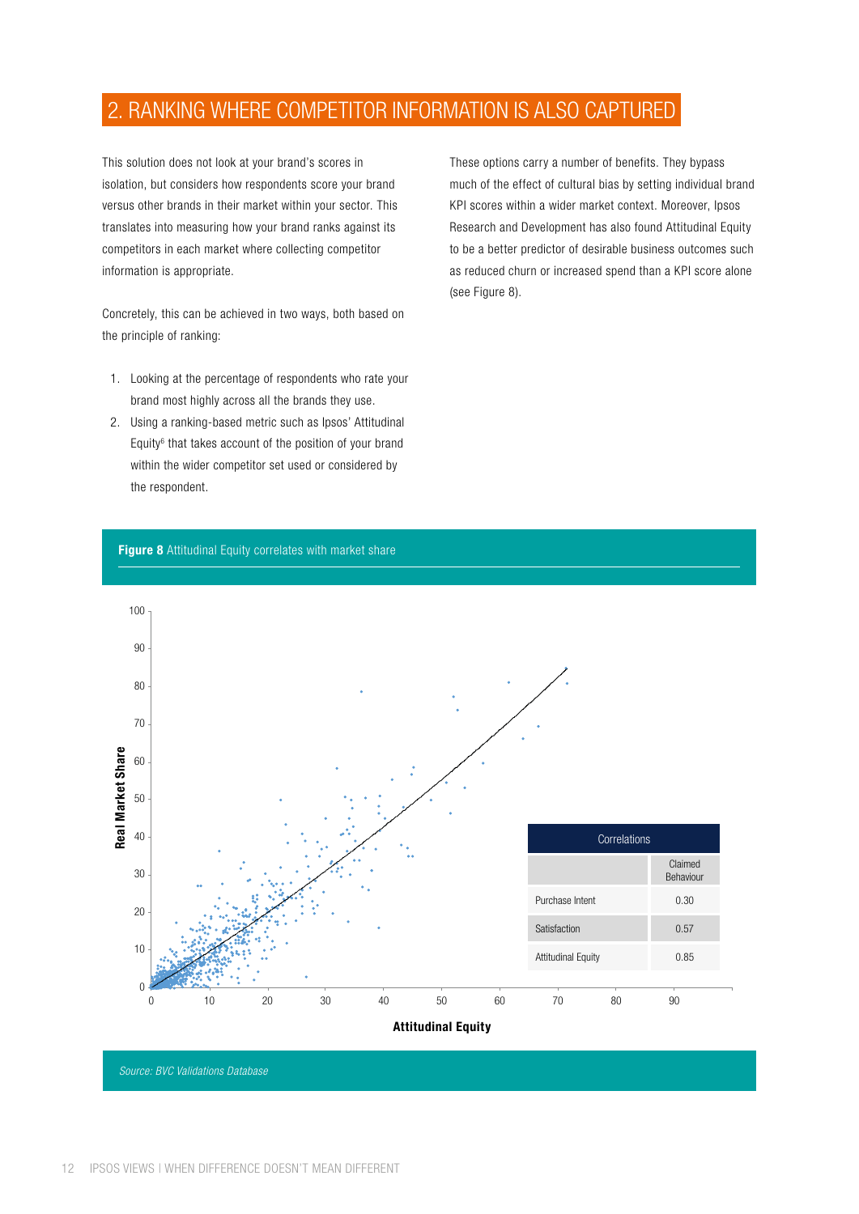## 2. RANKING WHERE COMPETITOR INFORMATION IS ALSO CAPTURED

This solution does not look at your brand's scores in isolation, but considers how respondents score your brand versus other brands in their market within your sector. This translates into measuring how your brand ranks against its competitors in each market where collecting competitor information is appropriate.

Concretely, this can be achieved in two ways, both based on the principle of ranking:

1. Looking at the percentage of respondents who rate your brand most highly across all the brands they use.
2. Using a ranking-based metric such as Ipsos' Attitudinal Equity[6] that takes account of the position of your brand within the wider competitor set used or considered by the respondent.

These options carry a number of benefits. They bypass much of the effect of cultural bias by setting individual brand KPI scores within a wider market context. Moreover, Ipsos Research and Development has also found Attitudinal Equity to be a better predictor of desirable business outcomes such as reduced churn or increased spend than a KPI score alone (see Figure 8).

**Figure 8** Attitudinal Equity correlates with market share

| Correlations | Claimed Behaviour |
|---|---|
| Purchase Intent | 0.30 |
| Satisfaction | 0.57 |
| Attitudinal Equity | 0.85 |

*Source: BVC Validations Database*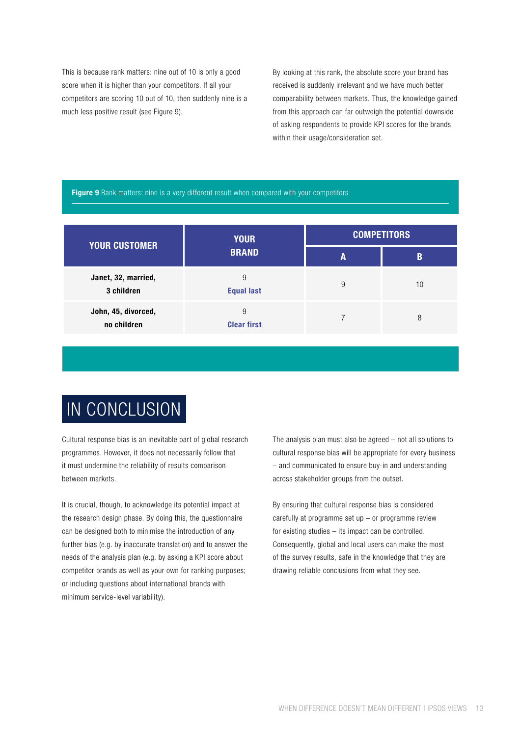This is because rank matters: nine out of 10 is only a good score when it is higher than your competitors. If all your competitors are scoring 10 out of 10, then suddenly nine is a much less positive result (see Figure 9).

By looking at this rank, the absolute score your brand has received is suddenly irrelevant and we have much better comparability between markets. Thus, the knowledge gained from this approach can far outweigh the potential downside of asking respondents to provide KPI scores for the brands within their usage/consideration set.

**Figure 9** Rank matters: nine is a very different result when compared with your competitors

| YOUR CUSTOMER | YOUR BRAND | COMPETITORS | |
|---|---|---|---|
| | | A | B |
| **Janet, 32, married, 3 children** | 9 **Equal last** | 9 | 10 |
| **John, 45, divorced, no children** | 9 **Clear first** | 7 | 8 |

# IN CONCLUSION

Cultural response bias is an inevitable part of global research programmes. However, it does not necessarily follow that it must undermine the reliability of results comparison between markets.

It is crucial, though, to acknowledge its potential impact at the research design phase. By doing this, the questionnaire can be designed both to minimise the introduction of any further bias (e.g. by inaccurate translation) and to answer the needs of the analysis plan (e.g. by asking a KPI score about competitor brands as well as your own for ranking purposes; or including questions about international brands with minimum service-level variability).

The analysis plan must also be agreed – not all solutions to cultural response bias will be appropriate for every business – and communicated to ensure buy-in and understanding across stakeholder groups from the outset.

By ensuring that cultural response bias is considered carefully at programme set up – or programme review for existing studies – its impact can be controlled. Consequently, global and local users can make the most of the survey results, safe in the knowledge that they are drawing reliable conclusions from what they see.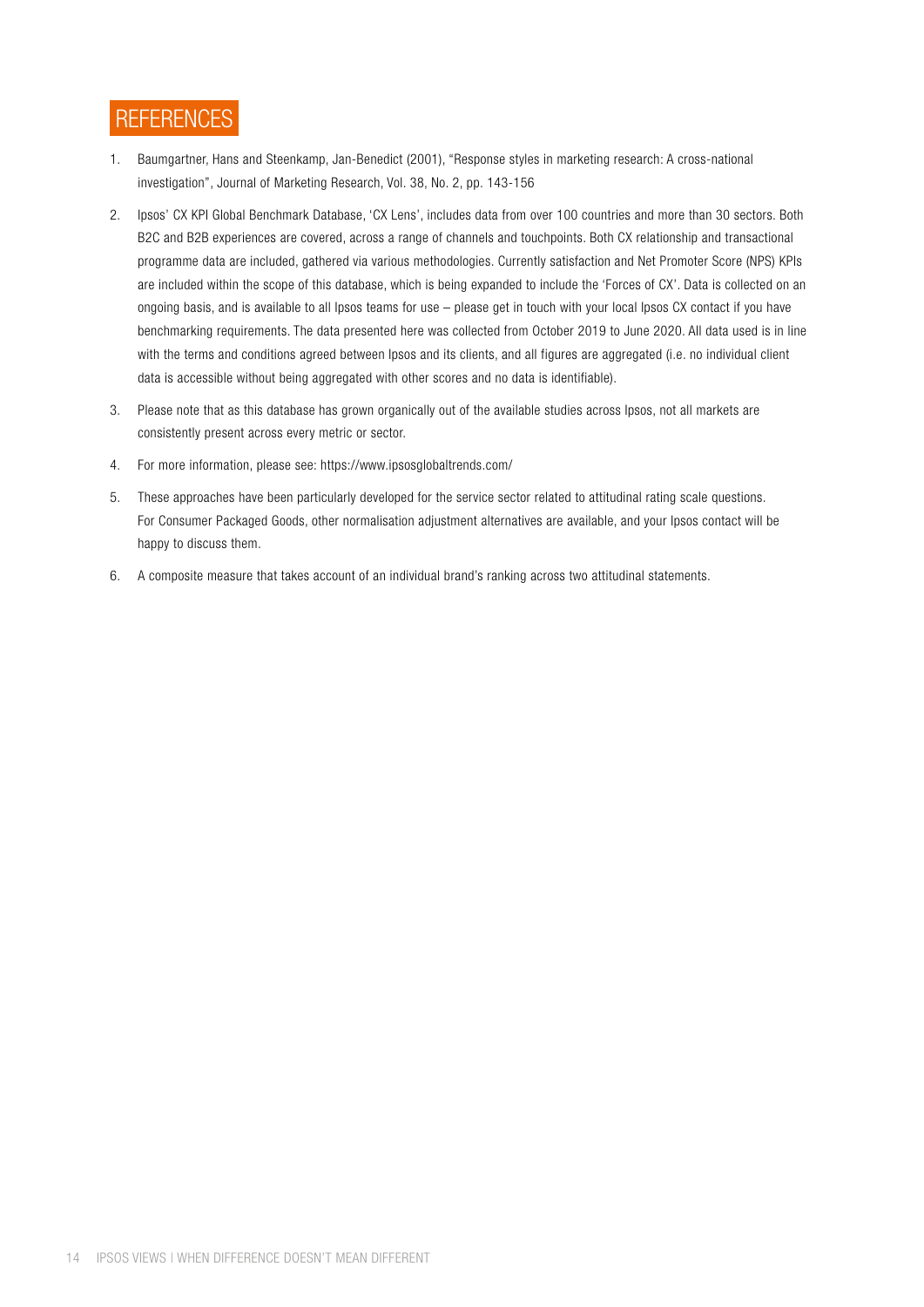## REFERENCES

1. Baumgartner, Hans and Steenkamp, Jan-Benedict (2001), "Response styles in marketing research: A cross-national investigation", Journal of Marketing Research, Vol. 38, No. 2, pp. 143-156
2. Ipsos' CX KPI Global Benchmark Database, 'CX Lens', includes data from over 100 countries and more than 30 sectors. Both B2C and B2B experiences are covered, across a range of channels and touchpoints. Both CX relationship and transactional programme data are included, gathered via various methodologies. Currently satisfaction and Net Promoter Score (NPS) KPIs are included within the scope of this database, which is being expanded to include the 'Forces of CX'. Data is collected on an ongoing basis, and is available to all Ipsos teams for use – please get in touch with your local Ipsos CX contact if you have benchmarking requirements. The data presented here was collected from October 2019 to June 2020. All data used is in line with the terms and conditions agreed between Ipsos and its clients, and all figures are aggregated (i.e. no individual client data is accessible without being aggregated with other scores and no data is identifiable).
3. Please note that as this database has grown organically out of the available studies across Ipsos, not all markets are consistently present across every metric or sector.
4. For more information, please see: https://www.ipsosglobaltrends.com/
5. These approaches have been particularly developed for the service sector related to attitudinal rating scale questions. For Consumer Packaged Goods, other normalisation adjustment alternatives are available, and your Ipsos contact will be happy to discuss them.
6. A composite measure that takes account of an individual brand's ranking across two attitudinal statements.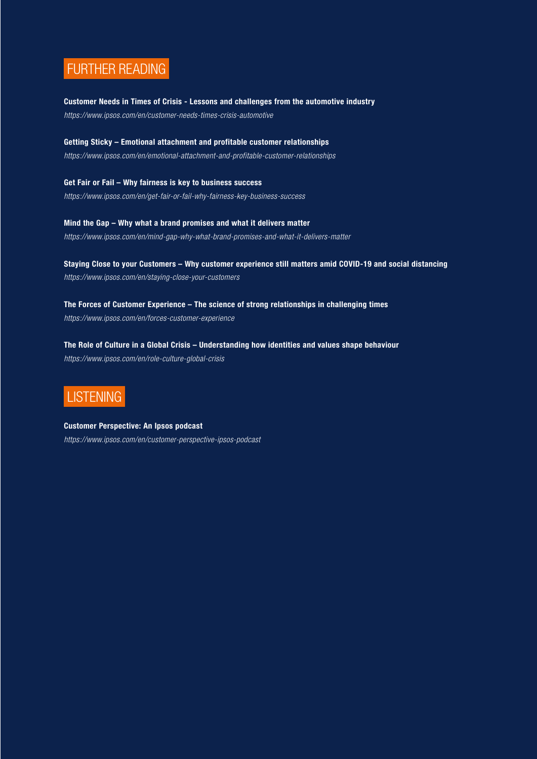## FURTHER READING

**Customer Needs in Times of Crisis - Lessons and challenges from the automotive industry**
*https://www.ipsos.com/en/customer-needs-times-crisis-automotive*

**Getting Sticky – Emotional attachment and profitable customer relationships**
*https://www.ipsos.com/en/emotional-attachment-and-profitable-customer-relationships*

**Get Fair or Fail – Why fairness is key to business success**
*https://www.ipsos.com/en/get-fair-or-fail-why-fairness-key-business-success*

**Mind the Gap – Why what a brand promises and what it delivers matter**
*https://www.ipsos.com/en/mind-gap-why-what-brand-promises-and-what-it-delivers-matter*

**Staying Close to your Customers – Why customer experience still matters amid COVID-19 and social distancing**
*https://www.ipsos.com/en/staying-close-your-customers*

**The Forces of Customer Experience – The science of strong relationships in challenging times**
*https://www.ipsos.com/en/forces-customer-experience*

**The Role of Culture in a Global Crisis – Understanding how identities and values shape behaviour**
*https://www.ipsos.com/en/role-culture-global-crisis*

## LISTENING

**Customer Perspective: An Ipsos podcast**
*https://www.ipsos.com/en/customer-perspective-ipsos-podcast*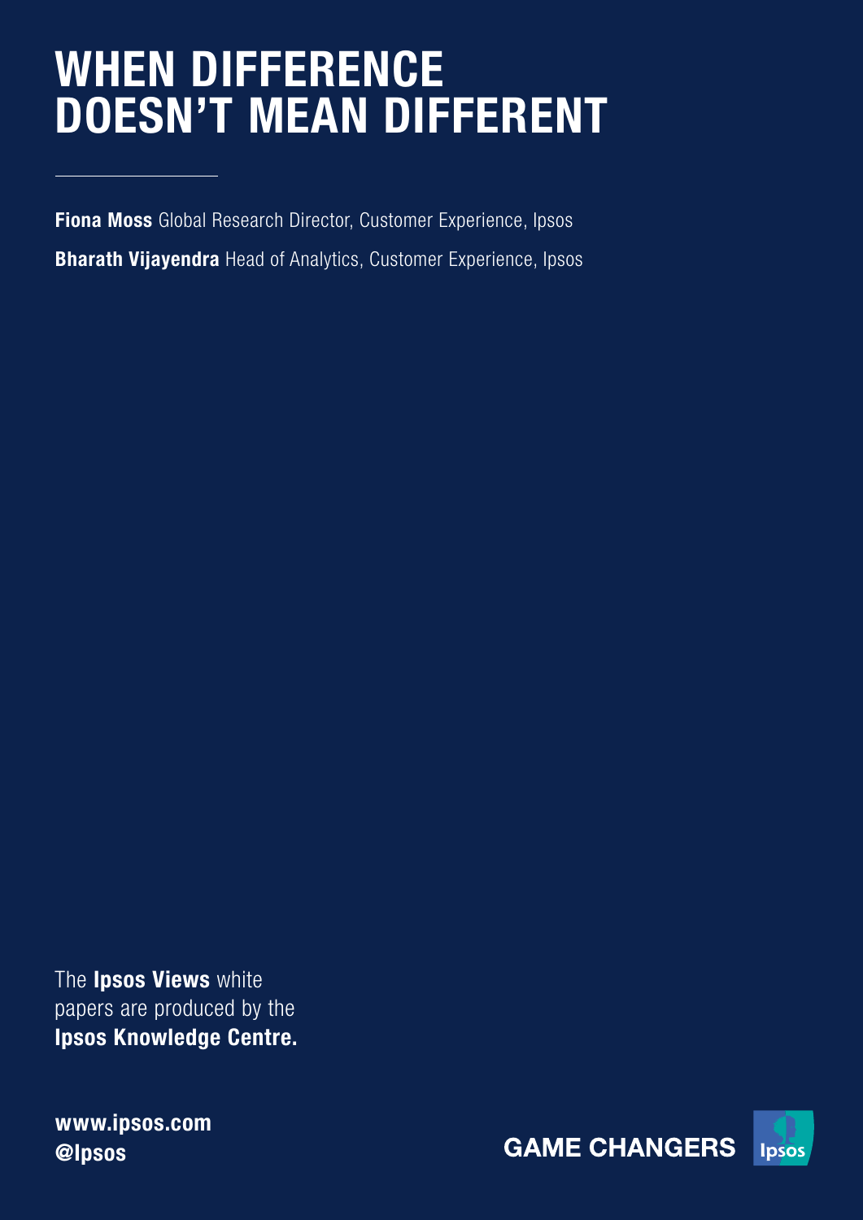# WHEN DIFFERENCE DOESN'T MEAN DIFFERENT

**Fiona Moss** Global Research Director, Customer Experience, Ipsos

**Bharath Vijayendra** Head of Analytics, Customer Experience, Ipsos

The **Ipsos Views** white papers are produced by the **Ipsos Knowledge Centre.**

**www.ipsos.com**
**@Ipsos**

**GAME CHANGERS**